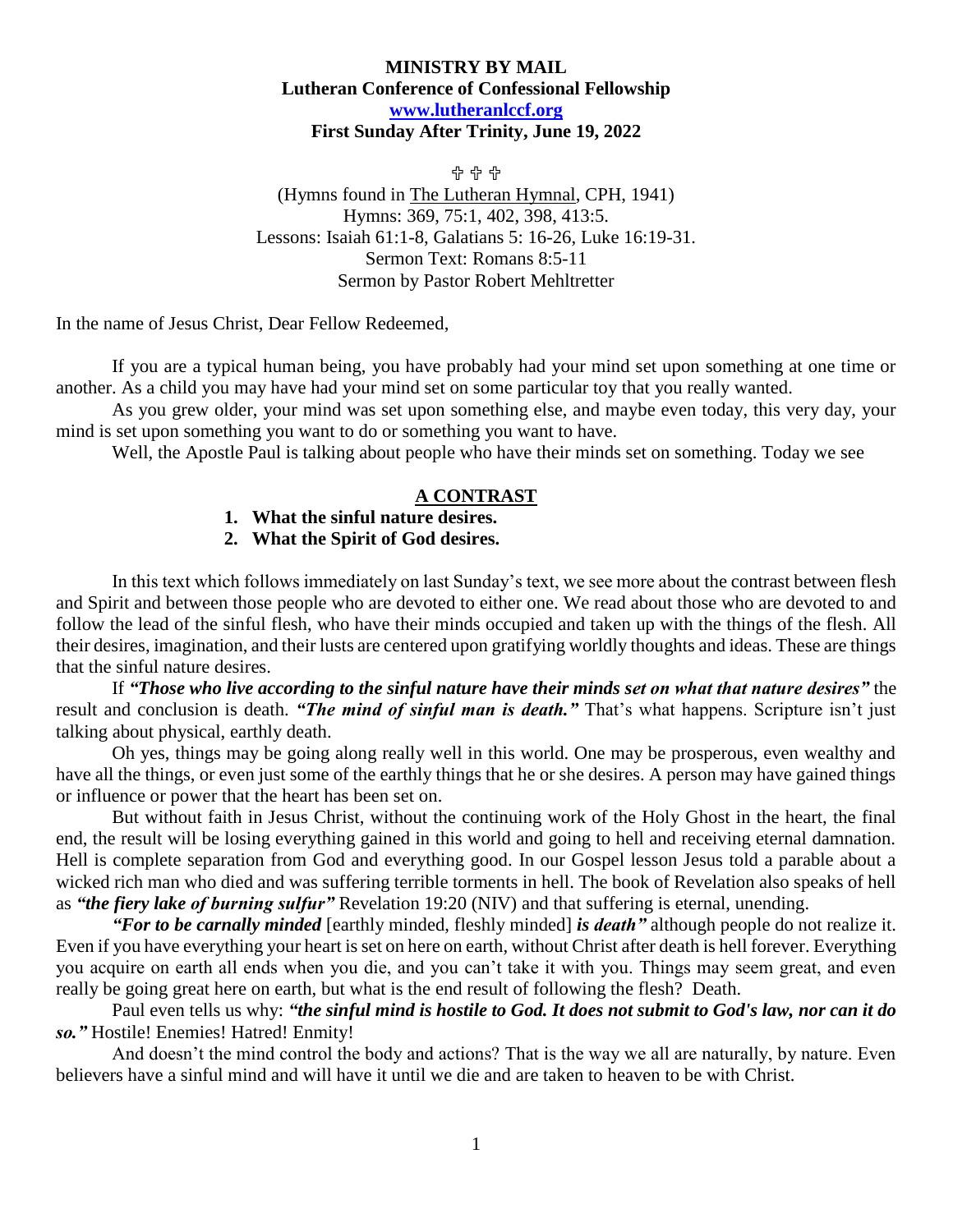**MINISTRY BY MAIL**
**Lutheran Conference of Confessional Fellowship**
**[www.lutheranlccf.org](http://www.lutheranlccf.org)**
**First Sunday After Trinity, June 19, 2022**

✞ ✞ ✞

(Hymns found in The Lutheran Hymnal, CPH, 1941)
Hymns: 369, 75:1, 402, 398, 413:5.
Lessons: Isaiah 61:1-8, Galatians 5: 16-26, Luke 16:19-31.
Sermon Text: Romans 8:5-11
Sermon by Pastor Robert Mehltretter

In the name of Jesus Christ, Dear Fellow Redeemed,

If you are a typical human being, you have probably had your mind set upon something at one time or another. As a child you may have had your mind set on some particular toy that you really wanted.

As you grew older, your mind was set upon something else, and maybe even today, this very day, your mind is set upon something you want to do or something you want to have.

Well, the Apostle Paul is talking about people who have their minds set on something. Today we see

**A CONTRAST**

1. **What the sinful nature desires.**
2. **What the Spirit of God desires.**

In this text which follows immediately on last Sunday's text, we see more about the contrast between flesh and Spirit and between those people who are devoted to either one. We read about those who are devoted to and follow the lead of the sinful flesh, who have their minds occupied and taken up with the things of the flesh. All their desires, imagination, and their lusts are centered upon gratifying worldly thoughts and ideas. These are things that the sinful nature desires.

If ***"Those who live according to the sinful nature have their minds set on what that nature desires"*** the result and conclusion is death. ***"The mind of sinful man is death."*** That's what happens. Scripture isn't just talking about physical, earthly death.

Oh yes, things may be going along really well in this world. One may be prosperous, even wealthy and have all the things, or even just some of the earthly things that he or she desires. A person may have gained things or influence or power that the heart has been set on.

But without faith in Jesus Christ, without the continuing work of the Holy Ghost in the heart, the final end, the result will be losing everything gained in this world and going to hell and receiving eternal damnation. Hell is complete separation from God and everything good. In our Gospel lesson Jesus told a parable about a wicked rich man who died and was suffering terrible torments in hell. The book of Revelation also speaks of hell as ***"the fiery lake of burning sulfur"*** Revelation 19:20 (NIV) and that suffering is eternal, unending.

***"For to be carnally minded*** [earthly minded, fleshly minded] ***is death"*** although people do not realize it. Even if you have everything your heart is set on here on earth, without Christ after death is hell forever. Everything you acquire on earth all ends when you die, and you can't take it with you. Things may seem great, and even really be going great here on earth, but what is the end result of following the flesh? Death.

Paul even tells us why: ***"the sinful mind is hostile to God. It does not submit to God's law, nor can it do so."*** Hostile! Enemies! Hatred! Enmity!

And doesn't the mind control the body and actions? That is the way we all are naturally, by nature. Even believers have a sinful mind and will have it until we die and are taken to heaven to be with Christ.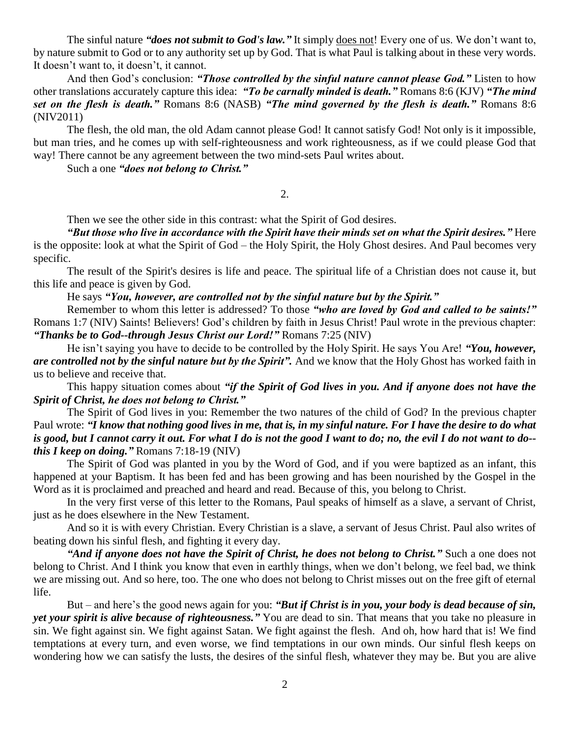The sinful nature ***"does not submit to God's law."*** It simply does not! Every one of us. We don't want to, by nature submit to God or to any authority set up by God. That is what Paul is talking about in these very words. It doesn't want to, it doesn't, it cannot.

And then God's conclusion: ***"Those controlled by the sinful nature cannot please God."*** Listen to how other translations accurately capture this idea: ***"To be carnally minded is death."*** Romans 8:6 (KJV) ***"The mind set on the flesh is death."*** Romans 8:6 (NASB) ***"The mind governed by the flesh is death."*** Romans 8:6 (NIV2011)

The flesh, the old man, the old Adam cannot please God! It cannot satisfy God! Not only is it impossible, but man tries, and he comes up with self-righteousness and work righteousness, as if we could please God that way! There cannot be any agreement between the two mind-sets Paul writes about.

Such a one ***"does not belong to Christ."***

2.

Then we see the other side in this contrast: what the Spirit of God desires.

***"But those who live in accordance with the Spirit have their minds set on what the Spirit desires."*** Here is the opposite: look at what the Spirit of God – the Holy Spirit, the Holy Ghost desires. And Paul becomes very specific.

The result of the Spirit's desires is life and peace. The spiritual life of a Christian does not cause it, but this life and peace is given by God.

He says ***"You, however, are controlled not by the sinful nature but by the Spirit."***

Remember to whom this letter is addressed? To those ***"who are loved by God and called to be saints!"*** Romans 1:7 (NIV) Saints! Believers! God's children by faith in Jesus Christ! Paul wrote in the previous chapter: ***"Thanks be to God--through Jesus Christ our Lord!"*** Romans 7:25 (NIV)

He isn't saying you have to decide to be controlled by the Holy Spirit. He says You Are! ***"You, however, are controlled not by the sinful nature but by the Spirit".*** And we know that the Holy Ghost has worked faith in us to believe and receive that.

This happy situation comes about ***"if the Spirit of God lives in you. And if anyone does not have the Spirit of Christ, he does not belong to Christ."***

The Spirit of God lives in you: Remember the two natures of the child of God? In the previous chapter Paul wrote: ***"I know that nothing good lives in me, that is, in my sinful nature. For I have the desire to do what is good, but I cannot carry it out. For what I do is not the good I want to do; no, the evil I do not want to do--this I keep on doing."*** Romans 7:18-19 (NIV)

The Spirit of God was planted in you by the Word of God, and if you were baptized as an infant, this happened at your Baptism. It has been fed and has been growing and has been nourished by the Gospel in the Word as it is proclaimed and preached and heard and read. Because of this, you belong to Christ.

In the very first verse of this letter to the Romans, Paul speaks of himself as a slave, a servant of Christ, just as he does elsewhere in the New Testament.

And so it is with every Christian. Every Christian is a slave, a servant of Jesus Christ. Paul also writes of beating down his sinful flesh, and fighting it every day.

***"And if anyone does not have the Spirit of Christ, he does not belong to Christ."*** Such a one does not belong to Christ. And I think you know that even in earthly things, when we don't belong, we feel bad, we think we are missing out. And so here, too. The one who does not belong to Christ misses out on the free gift of eternal life.

But – and here's the good news again for you: ***"But if Christ is in you, your body is dead because of sin, yet your spirit is alive because of righteousness."*** You are dead to sin. That means that you take no pleasure in sin. We fight against sin. We fight against Satan. We fight against the flesh. And oh, how hard that is! We find temptations at every turn, and even worse, we find temptations in our own minds. Our sinful flesh keeps on wondering how we can satisfy the lusts, the desires of the sinful flesh, whatever they may be. But you are alive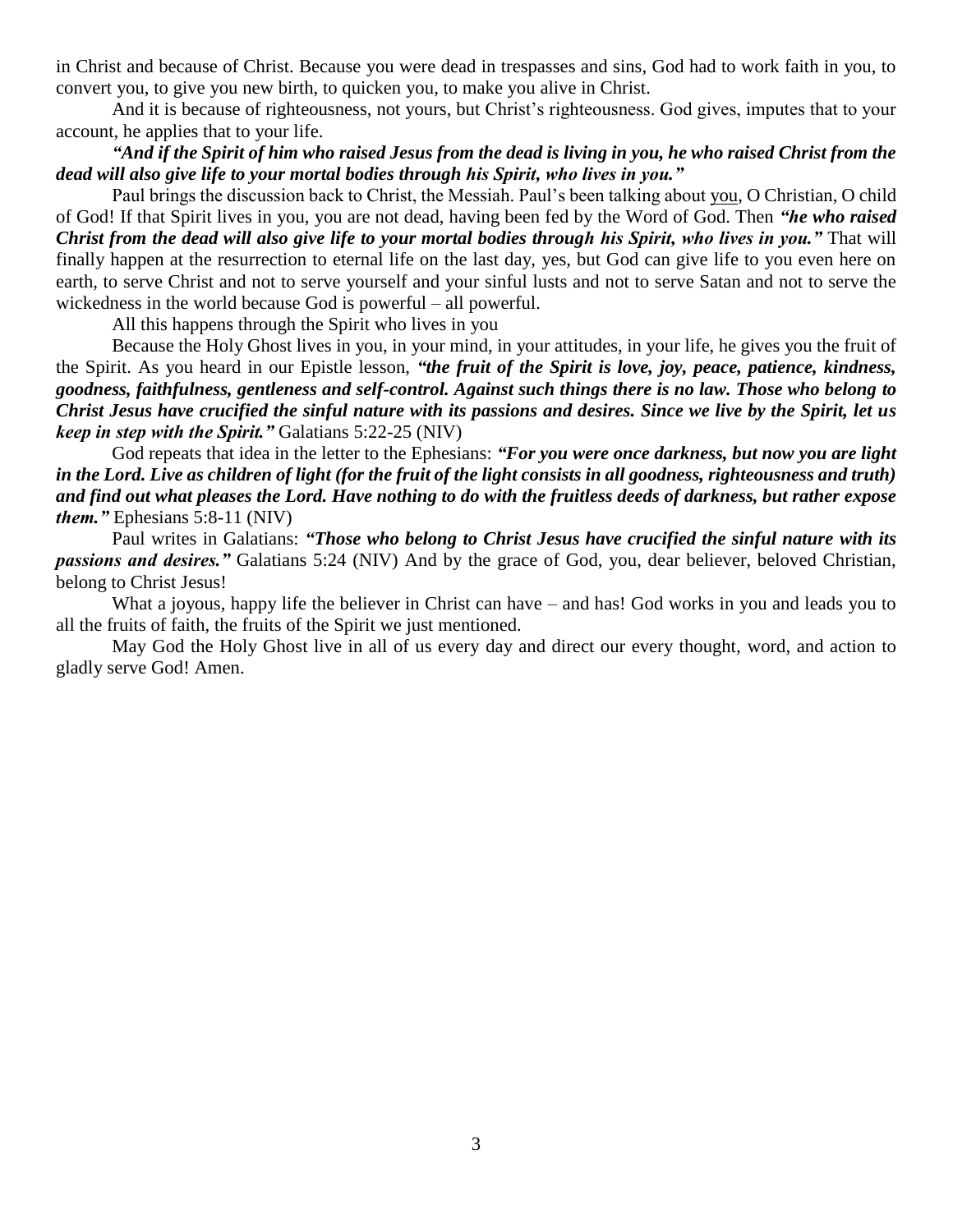in Christ and because of Christ. Because you were dead in trespasses and sins, God had to work faith in you, to convert you, to give you new birth, to quicken you, to make you alive in Christ.

And it is because of righteousness, not yours, but Christ's righteousness. God gives, imputes that to your account, he applies that to your life.

***"And if the Spirit of him who raised Jesus from the dead is living in you, he who raised Christ from the dead will also give life to your mortal bodies through his Spirit, who lives in you."***

Paul brings the discussion back to Christ, the Messiah. Paul's been talking about <u>you</u>, O Christian, O child of God! If that Spirit lives in you, you are not dead, having been fed by the Word of God. Then ***"he who raised Christ from the dead will also give life to your mortal bodies through his Spirit, who lives in you."*** That will finally happen at the resurrection to eternal life on the last day, yes, but God can give life to you even here on earth, to serve Christ and not to serve yourself and your sinful lusts and not to serve Satan and not to serve the wickedness in the world because God is powerful – all powerful.

All this happens through the Spirit who lives in you

Because the Holy Ghost lives in you, in your mind, in your attitudes, in your life, he gives you the fruit of the Spirit. As you heard in our Epistle lesson, ***"the fruit of the Spirit is love, joy, peace, patience, kindness, goodness, faithfulness, gentleness and self-control. Against such things there is no law. Those who belong to Christ Jesus have crucified the sinful nature with its passions and desires. Since we live by the Spirit, let us keep in step with the Spirit."*** Galatians 5:22-25 (NIV)

God repeats that idea in the letter to the Ephesians: ***"For you were once darkness, but now you are light in the Lord. Live as children of light (for the fruit of the light consists in all goodness, righteousness and truth) and find out what pleases the Lord. Have nothing to do with the fruitless deeds of darkness, but rather expose them."*** Ephesians 5:8-11 (NIV)

Paul writes in Galatians: ***"Those who belong to Christ Jesus have crucified the sinful nature with its passions and desires."*** Galatians 5:24 (NIV) And by the grace of God, you, dear believer, beloved Christian, belong to Christ Jesus!

What a joyous, happy life the believer in Christ can have – and has! God works in you and leads you to all the fruits of faith, the fruits of the Spirit we just mentioned.

May God the Holy Ghost live in all of us every day and direct our every thought, word, and action to gladly serve God! Amen.